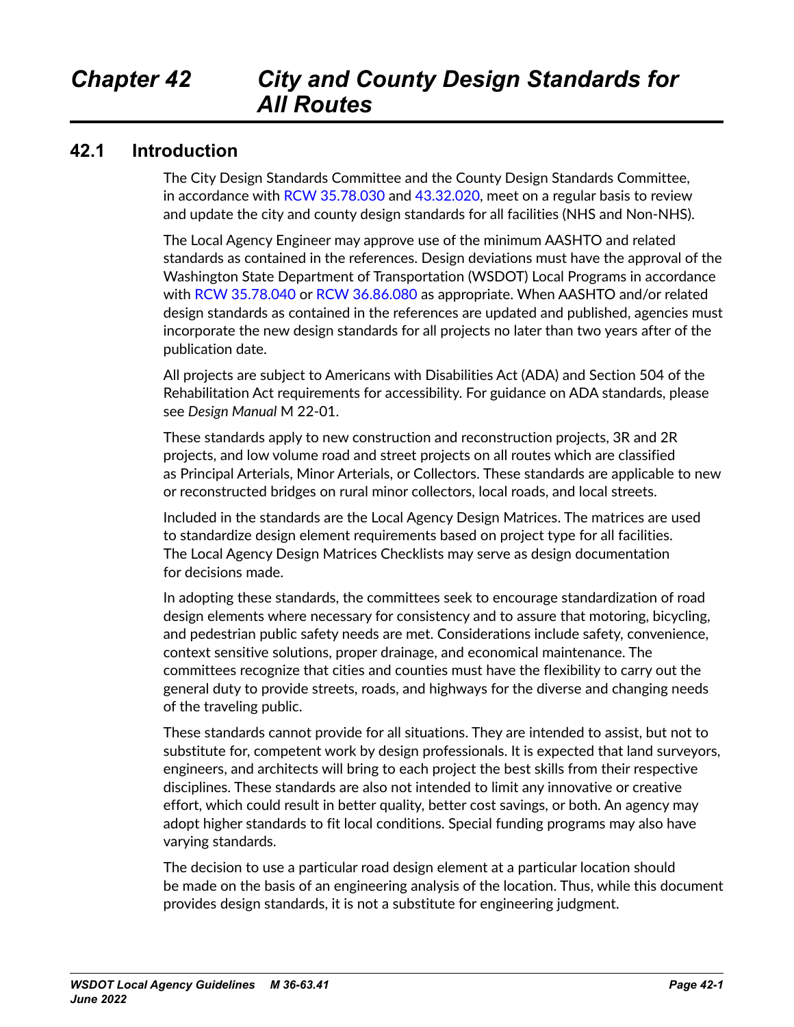# Chapter 42 City and County Design Standards for All Routes

## 42.1 Introduction

The City Design Standards Committee and the County Design Standards Committee, in accordance with RCW 35.78.030 and 43.32.020, meet on a regular basis to review and update the city and county design standards for all facilities (NHS and Non-NHS).

The Local Agency Engineer may approve use of the minimum AASHTO and related standards as contained in the references. Design deviations must have the approval of the Washington State Department of Transportation (WSDOT) Local Programs in accordance with RCW 35.78.040 or RCW 36.86.080 as appropriate. When AASHTO and/or related design standards as contained in the references are updated and published, agencies must incorporate the new design standards for all projects no later than two years after of the publication date.

All projects are subject to Americans with Disabilities Act (ADA) and Section 504 of the Rehabilitation Act requirements for accessibility. For guidance on ADA standards, please see *Design Manual* M 22-01.

These standards apply to new construction and reconstruction projects, 3R and 2R projects, and low volume road and street projects on all routes which are classified as Principal Arterials, Minor Arterials, or Collectors. These standards are applicable to new or reconstructed bridges on rural minor collectors, local roads, and local streets.

Included in the standards are the Local Agency Design Matrices. The matrices are used to standardize design element requirements based on project type for all facilities. The Local Agency Design Matrices Checklists may serve as design documentation for decisions made.

In adopting these standards, the committees seek to encourage standardization of road design elements where necessary for consistency and to assure that motoring, bicycling, and pedestrian public safety needs are met. Considerations include safety, convenience, context sensitive solutions, proper drainage, and economical maintenance. The committees recognize that cities and counties must have the flexibility to carry out the general duty to provide streets, roads, and highways for the diverse and changing needs of the traveling public.

These standards cannot provide for all situations. They are intended to assist, but not to substitute for, competent work by design professionals. It is expected that land surveyors, engineers, and architects will bring to each project the best skills from their respective disciplines. These standards are also not intended to limit any innovative or creative effort, which could result in better quality, better cost savings, or both. An agency may adopt higher standards to fit local conditions. Special funding programs may also have varying standards.

The decision to use a particular road design element at a particular location should be made on the basis of an engineering analysis of the location. Thus, while this document provides design standards, it is not a substitute for engineering judgment.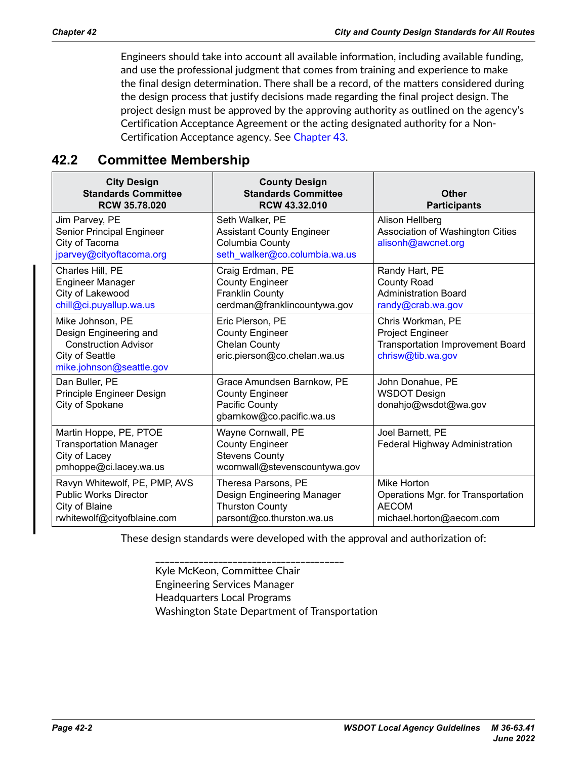Engineers should take into account all available information, including available funding, and use the professional judgment that comes from training and experience to make the final design determination. There shall be a record, of the matters considered during the design process that justify decisions made regarding the final project design. The project design must be approved by the approving authority as outlined on the agency's Certification Acceptance Agreement or the acting designated authority for a Non-Certification Acceptance agency. See Chapter 43.

## 42.2 Committee Membership

| City Design Standards Committee RCW 35.78.020 | County Design Standards Committee RCW 43.32.010 | Other Participants |
|---|---|---|
| Jim Parvey, PE<br>Senior Principal Engineer<br>City of Tacoma<br>jparvey@cityoftacoma.org | Seth Walker, PE<br>Assistant County Engineer<br>Columbia County<br>seth_walker@co.columbia.wa.us | Alison Hellberg<br>Association of Washington Cities<br>alisonh@awcnet.org |
| Charles Hill, PE<br>Engineer Manager<br>City of Lakewood<br>chill@ci.puyallup.wa.us | Craig Erdman, PE<br>County Engineer<br>Franklin County<br>cerdman@franklincountywa.gov | Randy Hart, PE<br>County Road Administration Board<br>randy@crab.wa.gov |
| Mike Johnson, PE<br>Design Engineering and Construction Advisor<br>City of Seattle<br>mike.johnson@seattle.gov | Eric Pierson, PE<br>County Engineer<br>Chelan County<br>eric.pierson@co.chelan.wa.us | Chris Workman, PE<br>Project Engineer<br>Transportation Improvement Board<br>chrisw@tib.wa.gov |
| Dan Buller, PE<br>Principle Engineer Design<br>City of Spokane | Grace Amundsen Barnkow, PE<br>County Engineer<br>Pacific County<br>gbarnkow@co.pacific.wa.us | John Donahue, PE<br>WSDOT Design<br>donahjo@wsdot@wa.gov |
| Martin Hoppe, PE, PTOE<br>Transportation Manager<br>City of Lacey<br>pmhoppe@ci.lacey.wa.us | Wayne Cornwall, PE<br>County Engineer<br>Stevens County<br>wcornwall@stevenscountywa.gov | Joel Barnett, PE<br>Federal Highway Administration |
| Ravyn Whitewolf, PE, PMP, AVS<br>Public Works Director<br>City of Blaine<br>rwhitewolf@cityofblaine.com | Theresa Parsons, PE<br>Design Engineering Manager<br>Thurston County<br>parsont@co.thurston.wa.us | Mike Horton<br>Operations Mgr. for Transportation<br>AECOM<br>michael.horton@aecom.com |

These design standards were developed with the approval and authorization of:

_____________________________________

Kyle McKeon, Committee Chair
Engineering Services Manager
Headquarters Local Programs
Washington State Department of Transportation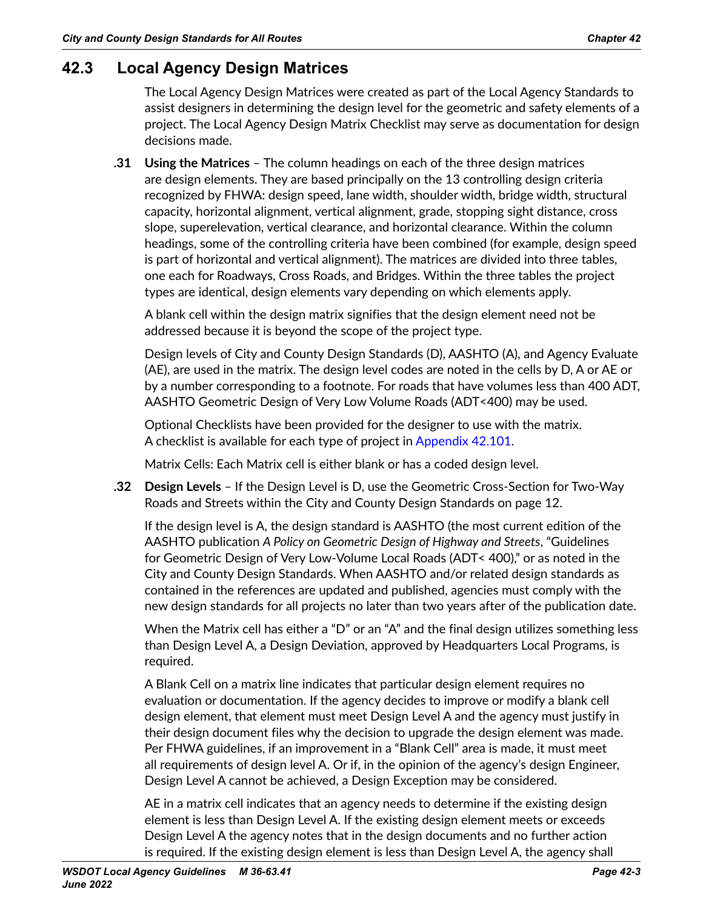## 42.3 Local Agency Design Matrices

The Local Agency Design Matrices were created as part of the Local Agency Standards to assist designers in determining the design level for the geometric and safety elements of a project. The Local Agency Design Matrix Checklist may serve as documentation for design decisions made.

**.31 Using the Matrices** – The column headings on each of the three design matrices are design elements. They are based principally on the 13 controlling design criteria recognized by FHWA: design speed, lane width, shoulder width, bridge width, structural capacity, horizontal alignment, vertical alignment, grade, stopping sight distance, cross slope, superelevation, vertical clearance, and horizontal clearance. Within the column headings, some of the controlling criteria have been combined (for example, design speed is part of horizontal and vertical alignment). The matrices are divided into three tables, one each for Roadways, Cross Roads, and Bridges. Within the three tables the project types are identical, design elements vary depending on which elements apply.

A blank cell within the design matrix signifies that the design element need not be addressed because it is beyond the scope of the project type.

Design levels of City and County Design Standards (D), AASHTO (A), and Agency Evaluate (AE), are used in the matrix. The design level codes are noted in the cells by D, A or AE or by a number corresponding to a footnote. For roads that have volumes less than 400 ADT, AASHTO Geometric Design of Very Low Volume Roads (ADT<400) may be used.

Optional Checklists have been provided for the designer to use with the matrix. A checklist is available for each type of project in Appendix 42.101.

Matrix Cells: Each Matrix cell is either blank or has a coded design level.

**.32 Design Levels** – If the Design Level is D, use the Geometric Cross-Section for Two-Way Roads and Streets within the City and County Design Standards on page 12.

If the design level is A, the design standard is AASHTO (the most current edition of the AASHTO publication *A Policy on Geometric Design of Highway and Streets*, "Guidelines for Geometric Design of Very Low-Volume Local Roads (ADT< 400)," or as noted in the City and County Design Standards. When AASHTO and/or related design standards as contained in the references are updated and published, agencies must comply with the new design standards for all projects no later than two years after of the publication date.

When the Matrix cell has either a "D" or an "A" and the final design utilizes something less than Design Level A, a Design Deviation, approved by Headquarters Local Programs, is required.

A Blank Cell on a matrix line indicates that particular design element requires no evaluation or documentation. If the agency decides to improve or modify a blank cell design element, that element must meet Design Level A and the agency must justify in their design document files why the decision to upgrade the design element was made. Per FHWA guidelines, if an improvement in a "Blank Cell" area is made, it must meet all requirements of design level A. Or if, in the opinion of the agency's design Engineer, Design Level A cannot be achieved, a Design Exception may be considered.

AE in a matrix cell indicates that an agency needs to determine if the existing design element is less than Design Level A. If the existing design element meets or exceeds Design Level A the agency notes that in the design documents and no further action is required. If the existing design element is less than Design Level A, the agency shall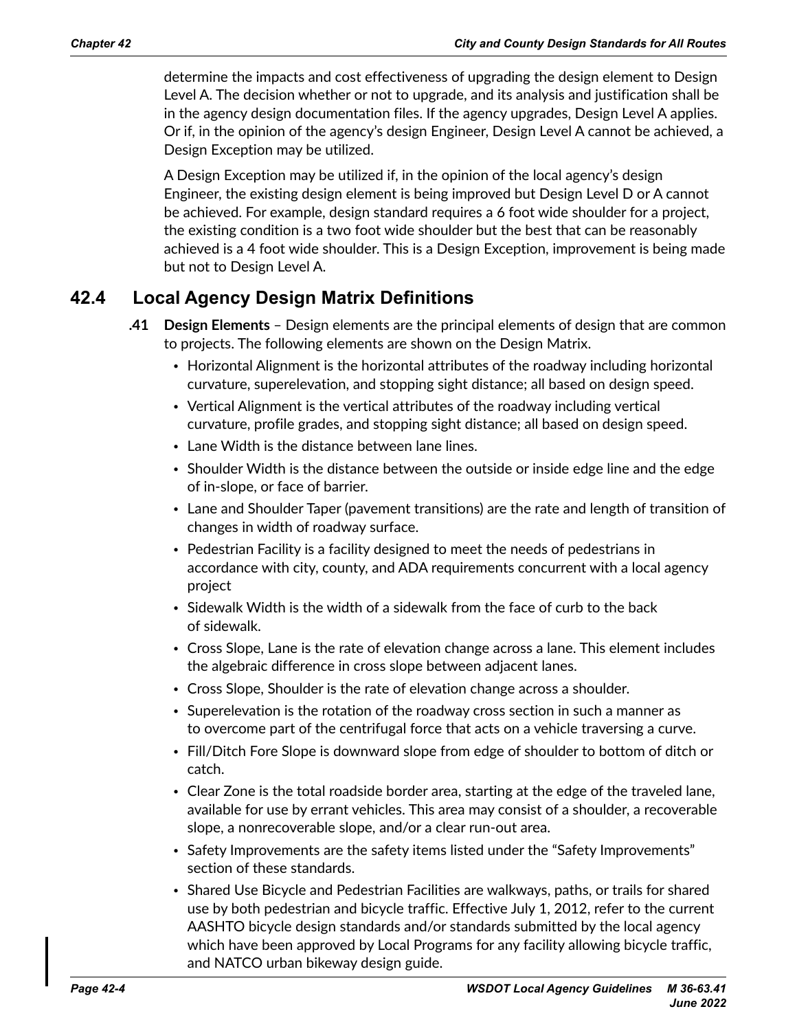determine the impacts and cost effectiveness of upgrading the design element to Design Level A. The decision whether or not to upgrade, and its analysis and justification shall be in the agency design documentation files. If the agency upgrades, Design Level A applies. Or if, in the opinion of the agency's design Engineer, Design Level A cannot be achieved, a Design Exception may be utilized.

A Design Exception may be utilized if, in the opinion of the local agency's design Engineer, the existing design element is being improved but Design Level D or A cannot be achieved. For example, design standard requires a 6 foot wide shoulder for a project, the existing condition is a two foot wide shoulder but the best that can be reasonably achieved is a 4 foot wide shoulder. This is a Design Exception, improvement is being made but not to Design Level A.

## 42.4 Local Agency Design Matrix Definitions

**.41 Design Elements** – Design elements are the principal elements of design that are common to projects. The following elements are shown on the Design Matrix.

- Horizontal Alignment is the horizontal attributes of the roadway including horizontal curvature, superelevation, and stopping sight distance; all based on design speed.
- Vertical Alignment is the vertical attributes of the roadway including vertical curvature, profile grades, and stopping sight distance; all based on design speed.
- Lane Width is the distance between lane lines.
- Shoulder Width is the distance between the outside or inside edge line and the edge of in-slope, or face of barrier.
- Lane and Shoulder Taper (pavement transitions) are the rate and length of transition of changes in width of roadway surface.
- Pedestrian Facility is a facility designed to meet the needs of pedestrians in accordance with city, county, and ADA requirements concurrent with a local agency project
- Sidewalk Width is the width of a sidewalk from the face of curb to the back of sidewalk.
- Cross Slope, Lane is the rate of elevation change across a lane. This element includes the algebraic difference in cross slope between adjacent lanes.
- Cross Slope, Shoulder is the rate of elevation change across a shoulder.
- Superelevation is the rotation of the roadway cross section in such a manner as to overcome part of the centrifugal force that acts on a vehicle traversing a curve.
- Fill/Ditch Fore Slope is downward slope from edge of shoulder to bottom of ditch or catch.
- Clear Zone is the total roadside border area, starting at the edge of the traveled lane, available for use by errant vehicles. This area may consist of a shoulder, a recoverable slope, a nonrecoverable slope, and/or a clear run-out area.
- Safety Improvements are the safety items listed under the "Safety Improvements" section of these standards.
- Shared Use Bicycle and Pedestrian Facilities are walkways, paths, or trails for shared use by both pedestrian and bicycle traffic. Effective July 1, 2012, refer to the current AASHTO bicycle design standards and/or standards submitted by the local agency which have been approved by Local Programs for any facility allowing bicycle traffic, and NATCO urban bikeway design guide.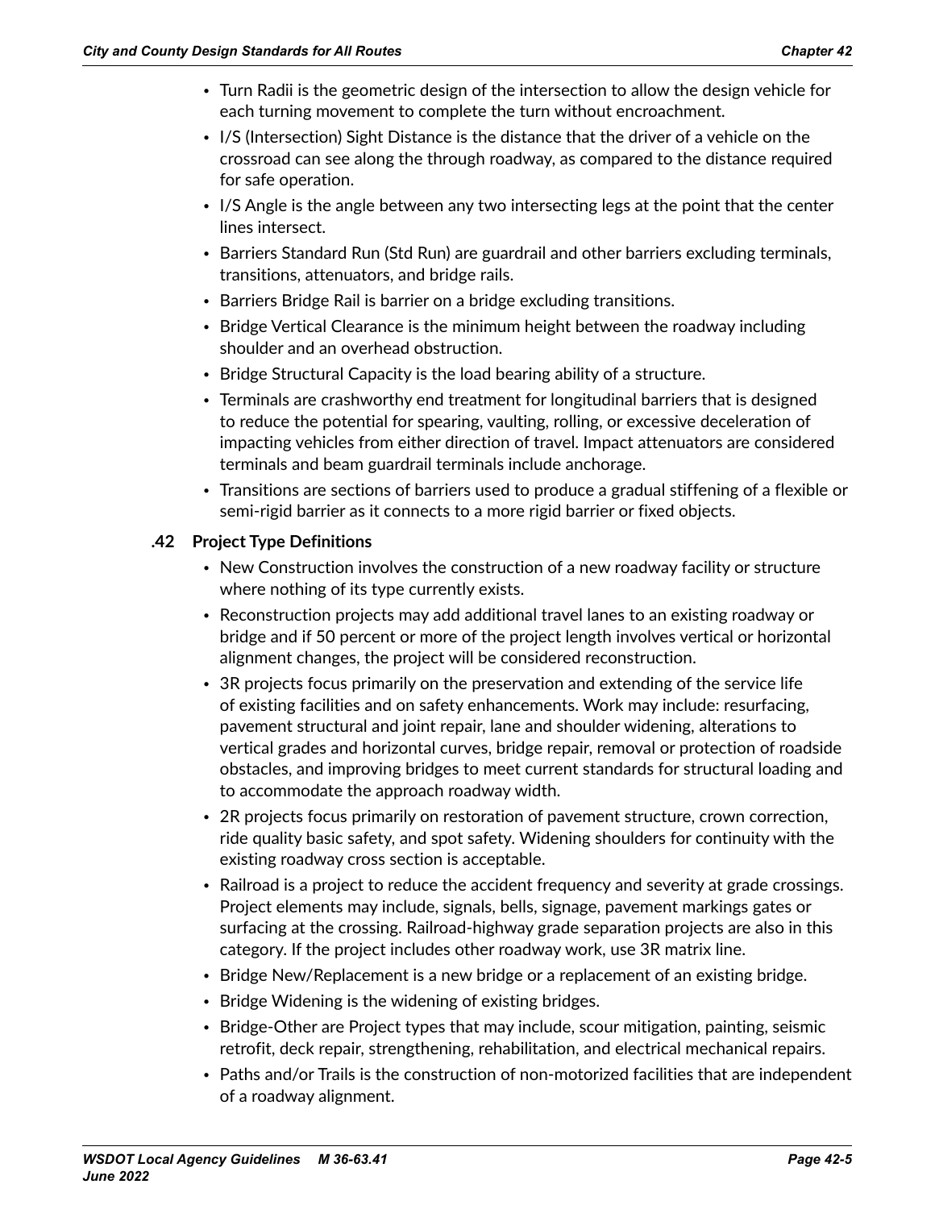- Turn Radii is the geometric design of the intersection to allow the design vehicle for each turning movement to complete the turn without encroachment.
- I/S (Intersection) Sight Distance is the distance that the driver of a vehicle on the crossroad can see along the through roadway, as compared to the distance required for safe operation.
- I/S Angle is the angle between any two intersecting legs at the point that the center lines intersect.
- Barriers Standard Run (Std Run) are guardrail and other barriers excluding terminals, transitions, attenuators, and bridge rails.
- Barriers Bridge Rail is barrier on a bridge excluding transitions.
- Bridge Vertical Clearance is the minimum height between the roadway including shoulder and an overhead obstruction.
- Bridge Structural Capacity is the load bearing ability of a structure.
- Terminals are crashworthy end treatment for longitudinal barriers that is designed to reduce the potential for spearing, vaulting, rolling, or excessive deceleration of impacting vehicles from either direction of travel. Impact attenuators are considered terminals and beam guardrail terminals include anchorage.
- Transitions are sections of barriers used to produce a gradual stiffening of a flexible or semi-rigid barrier as it connects to a more rigid barrier or fixed objects.

### .42 Project Type Definitions

- New Construction involves the construction of a new roadway facility or structure where nothing of its type currently exists.
- Reconstruction projects may add additional travel lanes to an existing roadway or bridge and if 50 percent or more of the project length involves vertical or horizontal alignment changes, the project will be considered reconstruction.
- 3R projects focus primarily on the preservation and extending of the service life of existing facilities and on safety enhancements. Work may include: resurfacing, pavement structural and joint repair, lane and shoulder widening, alterations to vertical grades and horizontal curves, bridge repair, removal or protection of roadside obstacles, and improving bridges to meet current standards for structural loading and to accommodate the approach roadway width.
- 2R projects focus primarily on restoration of pavement structure, crown correction, ride quality basic safety, and spot safety. Widening shoulders for continuity with the existing roadway cross section is acceptable.
- Railroad is a project to reduce the accident frequency and severity at grade crossings. Project elements may include, signals, bells, signage, pavement markings gates or surfacing at the crossing. Railroad-highway grade separation projects are also in this category. If the project includes other roadway work, use 3R matrix line.
- Bridge New/Replacement is a new bridge or a replacement of an existing bridge.
- Bridge Widening is the widening of existing bridges.
- Bridge-Other are Project types that may include, scour mitigation, painting, seismic retrofit, deck repair, strengthening, rehabilitation, and electrical mechanical repairs.
- Paths and/or Trails is the construction of non-motorized facilities that are independent of a roadway alignment.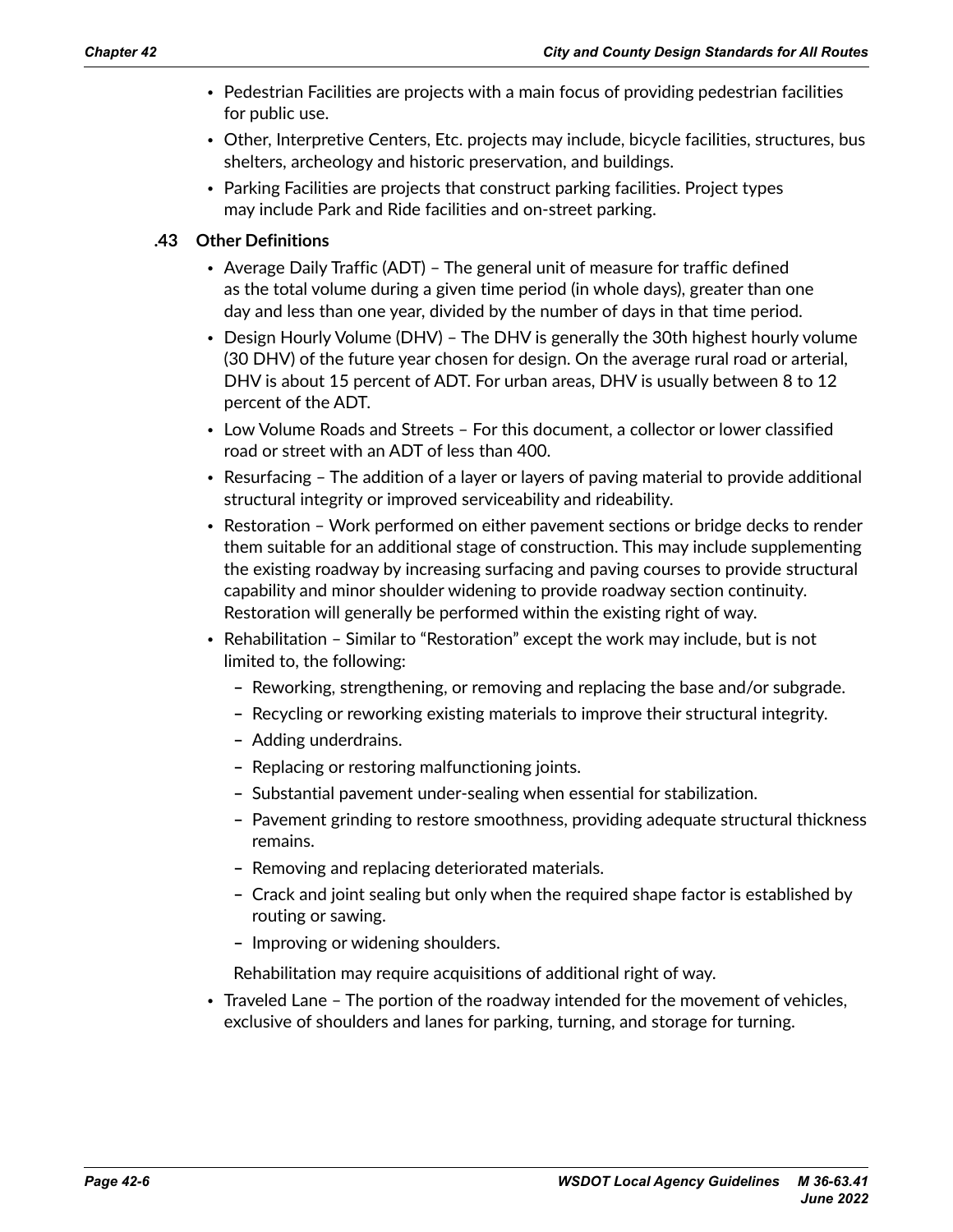- Pedestrian Facilities are projects with a main focus of providing pedestrian facilities for public use.
- Other, Interpretive Centers, Etc. projects may include, bicycle facilities, structures, bus shelters, archeology and historic preservation, and buildings.
- Parking Facilities are projects that construct parking facilities. Project types may include Park and Ride facilities and on-street parking.

### .43 Other Definitions

- Average Daily Traffic (ADT) – The general unit of measure for traffic defined as the total volume during a given time period (in whole days), greater than one day and less than one year, divided by the number of days in that time period.
- Design Hourly Volume (DHV) – The DHV is generally the 30th highest hourly volume (30 DHV) of the future year chosen for design. On the average rural road or arterial, DHV is about 15 percent of ADT. For urban areas, DHV is usually between 8 to 12 percent of the ADT.
- Low Volume Roads and Streets – For this document, a collector or lower classified road or street with an ADT of less than 400.
- Resurfacing – The addition of a layer or layers of paving material to provide additional structural integrity or improved serviceability and rideability.
- Restoration – Work performed on either pavement sections or bridge decks to render them suitable for an additional stage of construction. This may include supplementing the existing roadway by increasing surfacing and paving courses to provide structural capability and minor shoulder widening to provide roadway section continuity. Restoration will generally be performed within the existing right of way.
- Rehabilitation – Similar to "Restoration" except the work may include, but is not limited to, the following:
  - Reworking, strengthening, or removing and replacing the base and/or subgrade.
  - Recycling or reworking existing materials to improve their structural integrity.
  - Adding underdrains.
  - Replacing or restoring malfunctioning joints.
  - Substantial pavement under-sealing when essential for stabilization.
  - Pavement grinding to restore smoothness, providing adequate structural thickness remains.
  - Removing and replacing deteriorated materials.
  - Crack and joint sealing but only when the required shape factor is established by routing or sawing.
  - Improving or widening shoulders.

  Rehabilitation may require acquisitions of additional right of way.
- Traveled Lane – The portion of the roadway intended for the movement of vehicles, exclusive of shoulders and lanes for parking, turning, and storage for turning.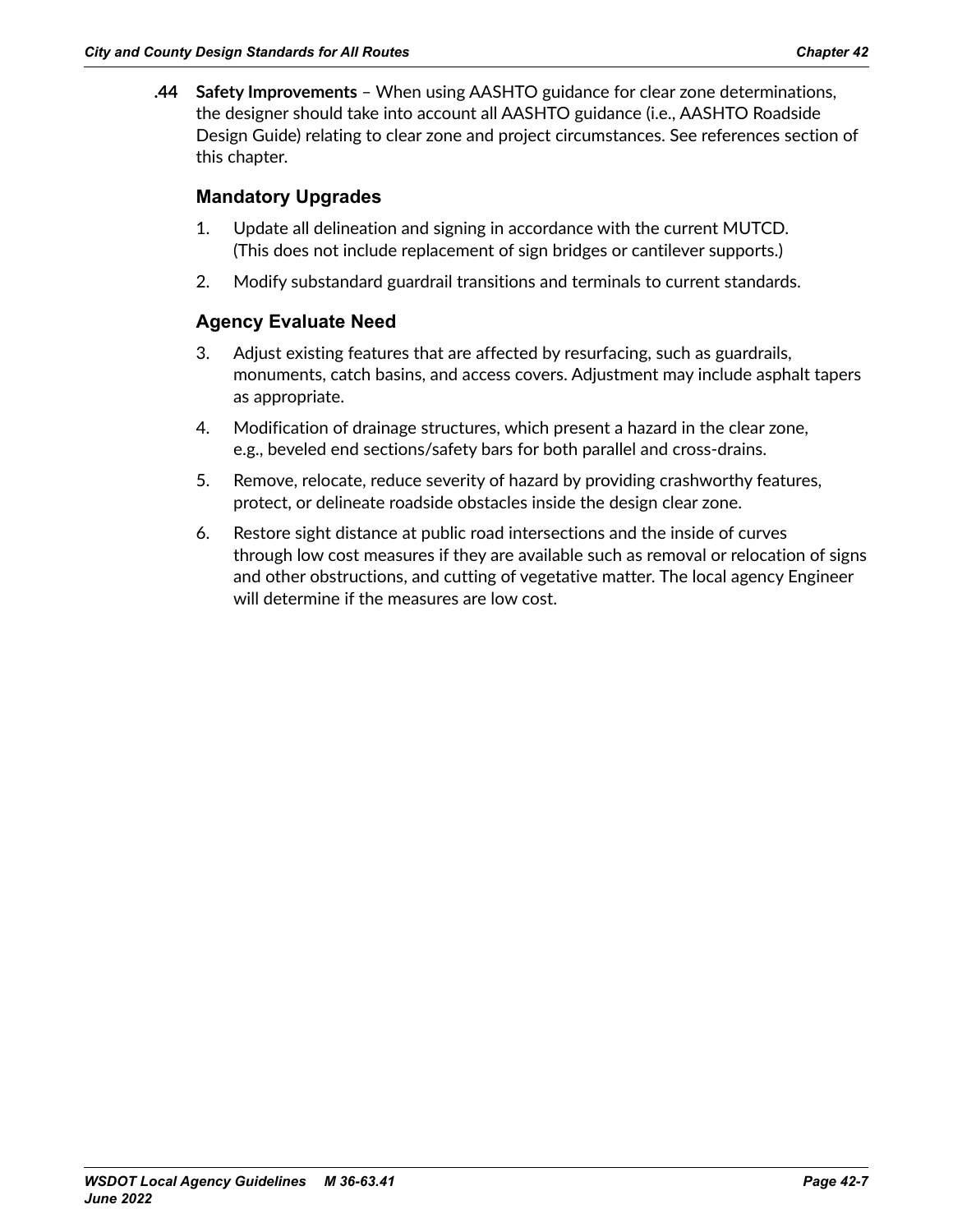**.44 Safety Improvements** – When using AASHTO guidance for clear zone determinations, the designer should take into account all AASHTO guidance (i.e., AASHTO Roadside Design Guide) relating to clear zone and project circumstances. See references section of this chapter.

### Mandatory Upgrades

1. Update all delineation and signing in accordance with the current MUTCD. (This does not include replacement of sign bridges or cantilever supports.)
2. Modify substandard guardrail transitions and terminals to current standards.

### Agency Evaluate Need

3. Adjust existing features that are affected by resurfacing, such as guardrails, monuments, catch basins, and access covers. Adjustment may include asphalt tapers as appropriate.
4. Modification of drainage structures, which present a hazard in the clear zone, e.g., beveled end sections/safety bars for both parallel and cross-drains.
5. Remove, relocate, reduce severity of hazard by providing crashworthy features, protect, or delineate roadside obstacles inside the design clear zone.
6. Restore sight distance at public road intersections and the inside of curves through low cost measures if they are available such as removal or relocation of signs and other obstructions, and cutting of vegetative matter. The local agency Engineer will determine if the measures are low cost.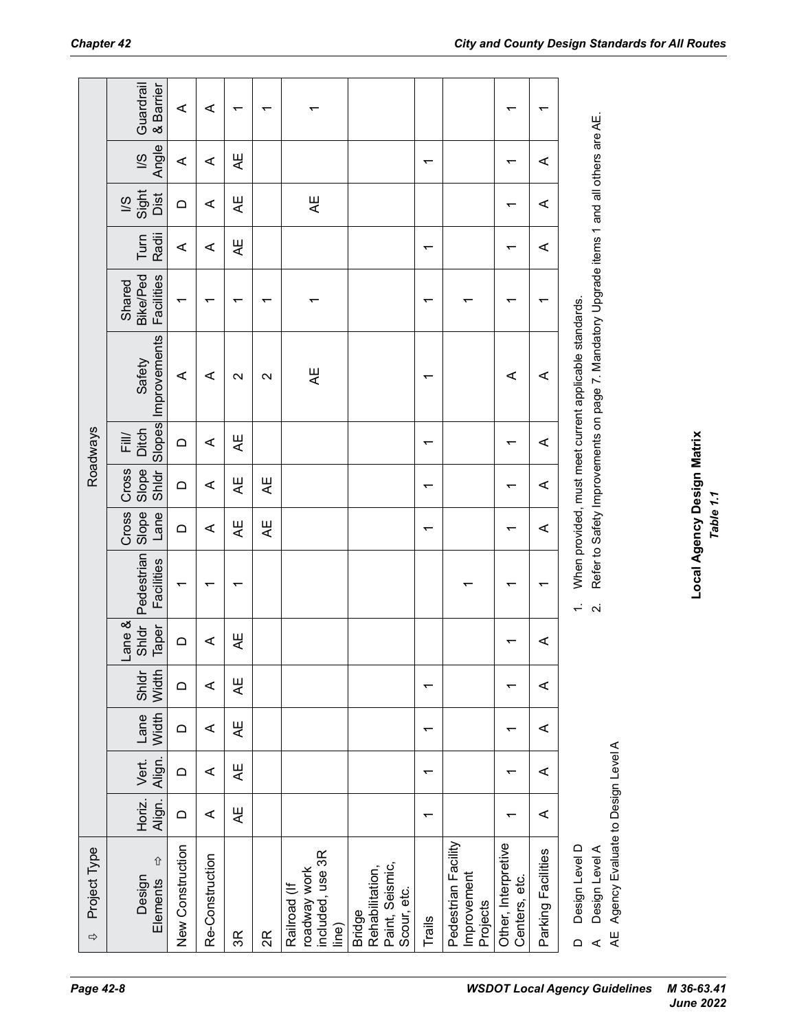| ⇨ Project Type | Roadways | | | | | | | | | | | | | | |
|---|---|---|---|---|---|---|---|---|---|---|---|---|---|---|---|
| Design Elements ⇩ | Horiz. Align. | Vert. Align. | Lane Width | Shldr Width | Lane & Shldr Taper | Pedestrian Facilities | Cross Slope Lane | Cross Slope Shldr | Fill/ Ditch Slopes | Safety Improvements | Shared Bike/Ped Facilities | Turn Radii | I/S Sight Dist | I/S Angle | Guardrail & Barrier |
| New Construction | D | D | D | D | D | 1 | D | D | D | A | 1 | A | D | A | A |
| Re-Construction | A | A | A | A | A | 1 | A | A | A | A | 1 | A | A | A | A |
| 3R | AE | AE | AE | AE | AE | 1 | AE | AE | AE | 2 | 1 | AE | AE | AE | 1 |
| 2R | | | | | | | AE | AE | | 2 | 1 | | | | 1 |
| Railroad (If roadway work included, use 3R line) | | | | | | | | | | AE | 1 | | AE | | 1 |
| Bridge Rehabilitation, Paint, Seismic, Scour, etc. | | | | | | | | | | | | | | | |
| Trails | 1 | 1 | 1 | 1 | | | 1 | 1 | 1 | 1 | 1 | 1 | | 1 | |
| Pedestrian Facility Improvement Projects | | | | | | 1 | | | | | 1 | | | | |
| Other, Interpretive Centers, etc. | 1 | 1 | 1 | 1 | 1 | 1 | 1 | 1 | 1 | A | 1 | 1 | 1 | 1 | 1 |
| Parking Facilities | A | A | A | A | A | 1 | A | A | A | A | 1 | A | A | A | 1 |

D Design Level D
A Design Level A
AE Agency Evaluate to Design Level A

1. When provided, must meet current applicable standards.
2. Refer to Safety Improvements on page 7. Mandatory Upgrade items 1 and all others are AE.

**Local Agency Design Matrix**
***Table 1.1***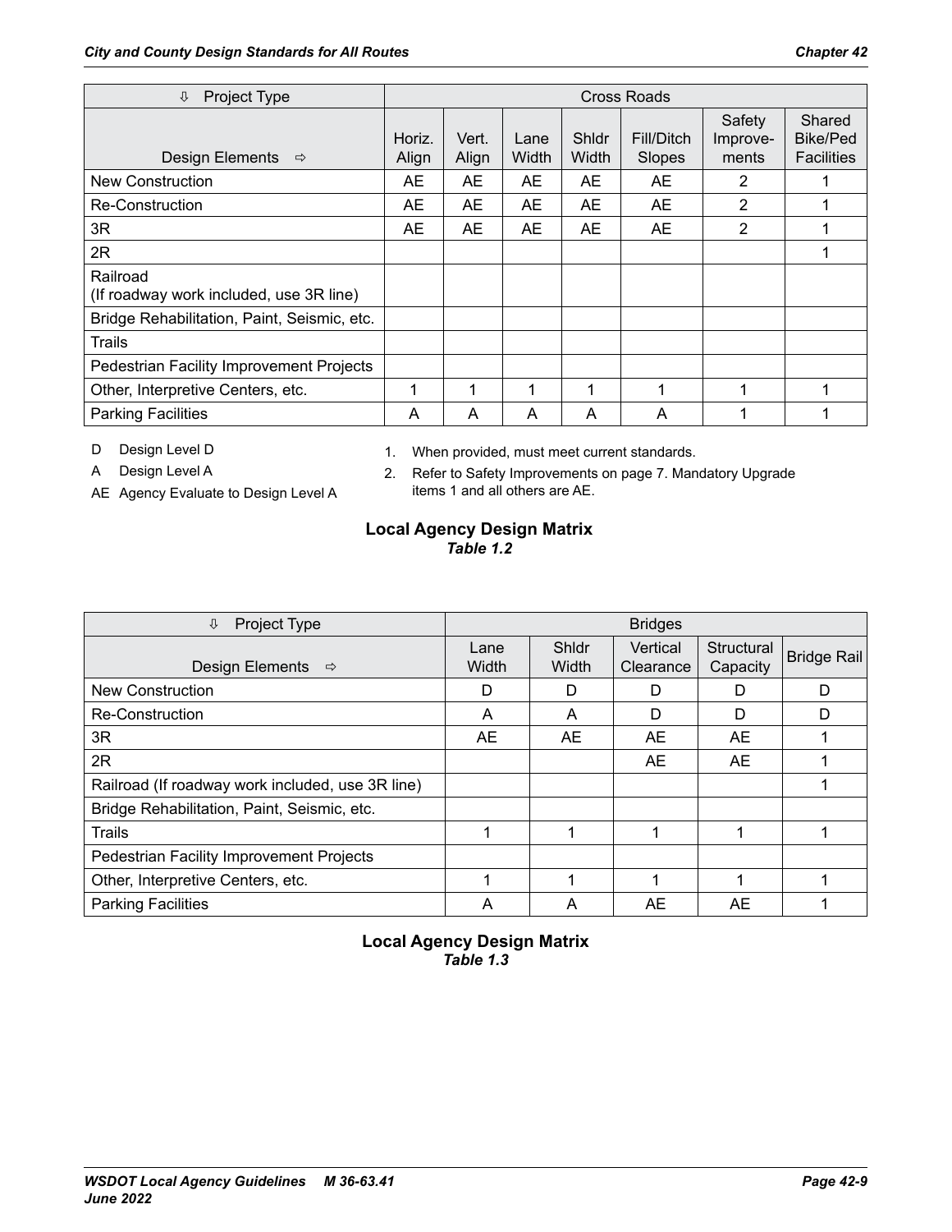| ⇩ Project Type | Cross Roads | | | | | | |
|---|---|---|---|---|---|---|---|
| Design Elements ⇨ | Horiz. Align | Vert. Align | Lane Width | Shldr Width | Fill/Ditch Slopes | Safety Improve-ments | Shared Bike/Ped Facilities |
| New Construction | AE | AE | AE | AE | AE | 2 | 1 |
| Re-Construction | AE | AE | AE | AE | AE | 2 | 1 |
| 3R | AE | AE | AE | AE | AE | 2 | 1 |
| 2R | | | | | | | 1 |
| Railroad (If roadway work included, use 3R line) | | | | | | | |
| Bridge Rehabilitation, Paint, Seismic, etc. | | | | | | | |
| Trails | | | | | | | |
| Pedestrian Facility Improvement Projects | | | | | | | |
| Other, Interpretive Centers, etc. | 1 | 1 | 1 | 1 | 1 | 1 | 1 |
| Parking Facilities | A | A | A | A | A | 1 | 1 |

D Design Level D

A Design Level A

AE Agency Evaluate to Design Level A

1. When provided, must meet current standards.
2. Refer to Safety Improvements on page 7. Mandatory Upgrade items 1 and all others are AE.

**Local Agency Design Matrix**
*Table 1.2*

| ⇩ Project Type | Bridges | | | | |
|---|---|---|---|---|---|
| Design Elements ⇨ | Lane Width | Shldr Width | Vertical Clearance | Structural Capacity | Bridge Rail |
| New Construction | D | D | D | D | D |
| Re-Construction | A | A | D | D | D |
| 3R | AE | AE | AE | AE | 1 |
| 2R | | | AE | AE | 1 |
| Railroad (If roadway work included, use 3R line) | | | | | 1 |
| Bridge Rehabilitation, Paint, Seismic, etc. | | | | | |
| Trails | 1 | 1 | 1 | 1 | 1 |
| Pedestrian Facility Improvement Projects | | | | | |
| Other, Interpretive Centers, etc. | 1 | 1 | 1 | 1 | 1 |
| Parking Facilities | A | A | AE | AE | 1 |

**Local Agency Design Matrix**
*Table 1.3*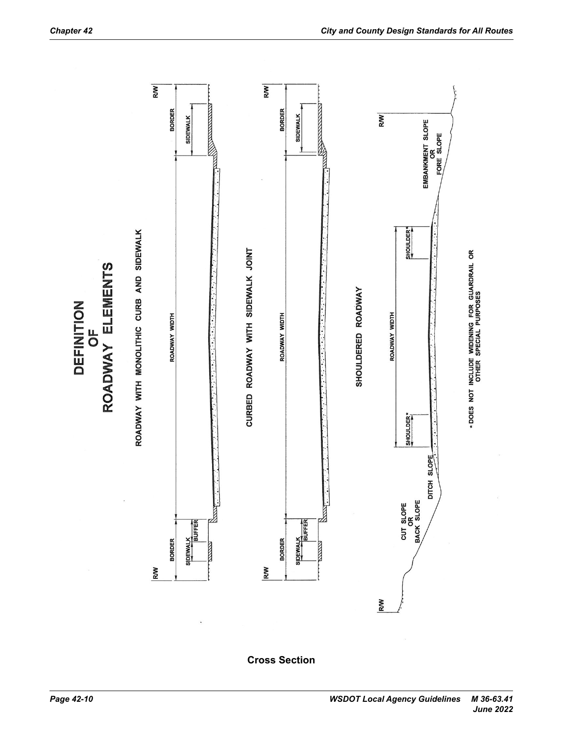# DEFINITION OF ROADWAY ELEMENTS

ROADWAY WITH MONOLITHIC CURB AND SIDEWALK

R/W BORDER SIDEWALK BUFFER ROADWAY WIDTH BORDER SIDEWALK R/W

CURBED ROADWAY WITH SIDEWALK JOINT

R/W BORDER SIDEWALK BUFFER ROADWAY WIDTH BORDER SIDEWALK R/W

SHOULDERED ROADWAY

R/W CUT SLOPE OR BACK SLOPE DITCH SLOPE SHOULDER* ROADWAY WIDTH SHOULDER* EMBANKMENT SLOPE OR FORE SLOPE R/W

* DOES NOT INCLUDE WIDENING FOR GUARDRAIL OR OTHER SPECIAL PURPOSES

**Cross Section**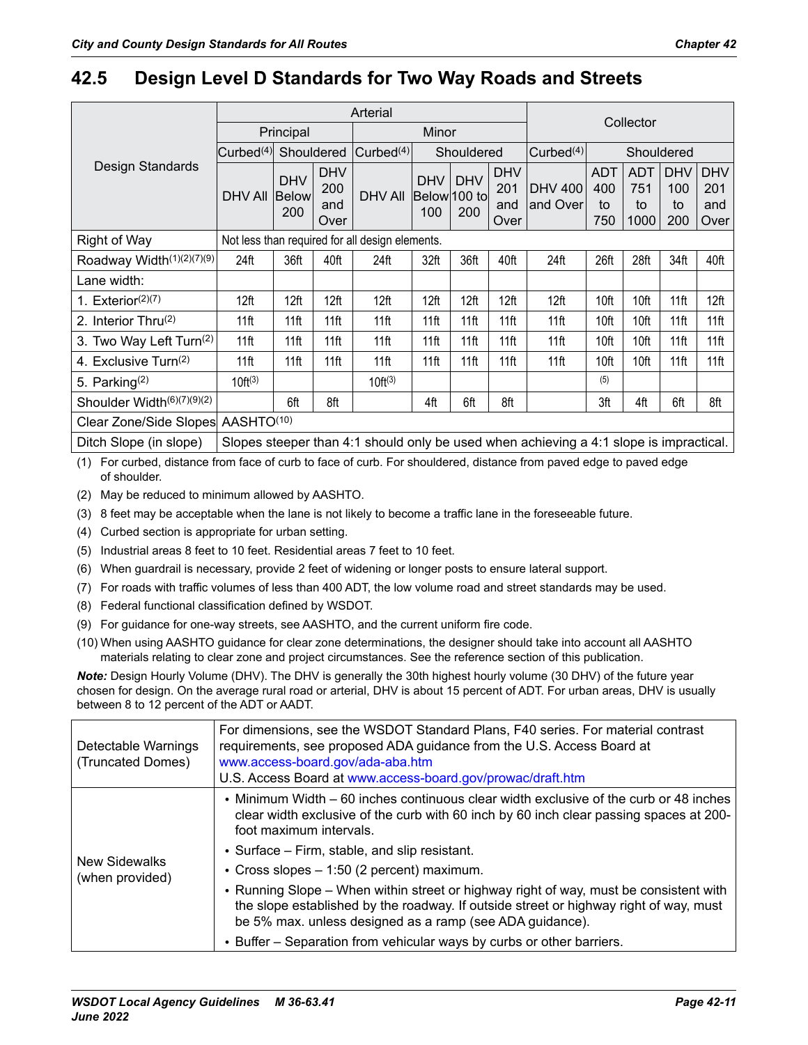## 42.5 Design Level D Standards for Two Way Roads and Streets

| Design Standards | Arterial | | | | | | | Collector | | | | |
|---|---|---|---|---|---|---|---|---|---|---|---|---|
| | Principal | | | Minor | | | | | | | | |
| | Curbed[4] | Shouldered | | Curbed[4] | Shouldered | | | Curbed[4] | Shouldered | | | |
| | DHV All | DHV Below 200 | DHV 200 and Over | DHV All | DHV Below 100 | DHV 100 to 200 | DHV 201 and Over | DHV 400 and Over | ADT 400 to 750 | ADT 751 to 1000 | DHV 100 to 200 | DHV 201 and Over |
| Right of Way | Not less than required for all design elements. | | | | | | | | | | | |
| Roadway Width[1][2][7][9] | 24ft | 36ft | 40ft | 24ft | 32ft | 36ft | 40ft | 24ft | 26ft | 28ft | 34ft | 40ft |
| Lane width: | | | | | | | | | | | | |
| 1. Exterior[2][7] | 12ft | 12ft | 12ft | 12ft | 12ft | 12ft | 12ft | 12ft | 10ft | 10ft | 11ft | 12ft |
| 2. Interior Thru[2] | 11ft | 11ft | 11ft | 11ft | 11ft | 11ft | 11ft | 11ft | 10ft | 10ft | 11ft | 11ft |
| 3. Two Way Left Turn[2] | 11ft | 11ft | 11ft | 11ft | 11ft | 11ft | 11ft | 11ft | 10ft | 10ft | 11ft | 11ft |
| 4. Exclusive Turn[2] | 11ft | 11ft | 11ft | 11ft | 11ft | 11ft | 11ft | 11ft | 10ft | 10ft | 11ft | 11ft |
| 5. Parking[2] | 10ft[3] | | | 10ft[3] | | | | | [5] | | | |
| Shoulder Width[6][7][9][2] | | 6ft | 8ft | | 4ft | 6ft | 8ft | | 3ft | 4ft | 6ft | 8ft |
| Clear Zone/Side Slopes | AASHTO[10] | | | | | | | | | | | |
| Ditch Slope (in slope) | Slopes steeper than 4:1 should only be used when achieving a 4:1 slope is impractical. | | | | | | | | | | | |

(1) For curbed, distance from face of curb to face of curb. For shouldered, distance from paved edge to paved edge of shoulder.

(2) May be reduced to minimum allowed by AASHTO.

(3) 8 feet may be acceptable when the lane is not likely to become a traffic lane in the foreseeable future.

(4) Curbed section is appropriate for urban setting.

(5) Industrial areas 8 feet to 10 feet. Residential areas 7 feet to 10 feet.

(6) When guardrail is necessary, provide 2 feet of widening or longer posts to ensure lateral support.

(7) For roads with traffic volumes of less than 400 ADT, the low volume road and street standards may be used.

(8) Federal functional classification defined by WSDOT.

(9) For guidance for one-way streets, see AASHTO, and the current uniform fire code.

(10) When using AASHTO guidance for clear zone determinations, the designer should take into account all AASHTO materials relating to clear zone and project circumstances. See the reference section of this publication.

***Note:*** Design Hourly Volume (DHV). The DHV is generally the 30th highest hourly volume (30 DHV) of the future year chosen for design. On the average rural road or arterial, DHV is about 15 percent of ADT. For urban areas, DHV is usually between 8 to 12 percent of the ADT or AADT.

| | |
|---|---|
| Detectable Warnings (Truncated Domes) | For dimensions, see the WSDOT Standard Plans, F40 series. For material contrast requirements, see proposed ADA guidance from the U.S. Access Board at www.access-board.gov/ada-aba.htm<br>U.S. Access Board at www.access-board.gov/prowac/draft.htm |
| New Sidewalks (when provided) | • Minimum Width – 60 inches continuous clear width exclusive of the curb or 48 inches clear width exclusive of the curb with 60 inch by 60 inch clear passing spaces at 200-foot maximum intervals.<br>• Surface – Firm, stable, and slip resistant.<br>• Cross slopes – 1:50 (2 percent) maximum.<br>• Running Slope – When within street or highway right of way, must be consistent with the slope established by the roadway. If outside street or highway right of way, must be 5% max. unless designed as a ramp (see ADA guidance).<br>• Buffer – Separation from vehicular ways by curbs or other barriers. |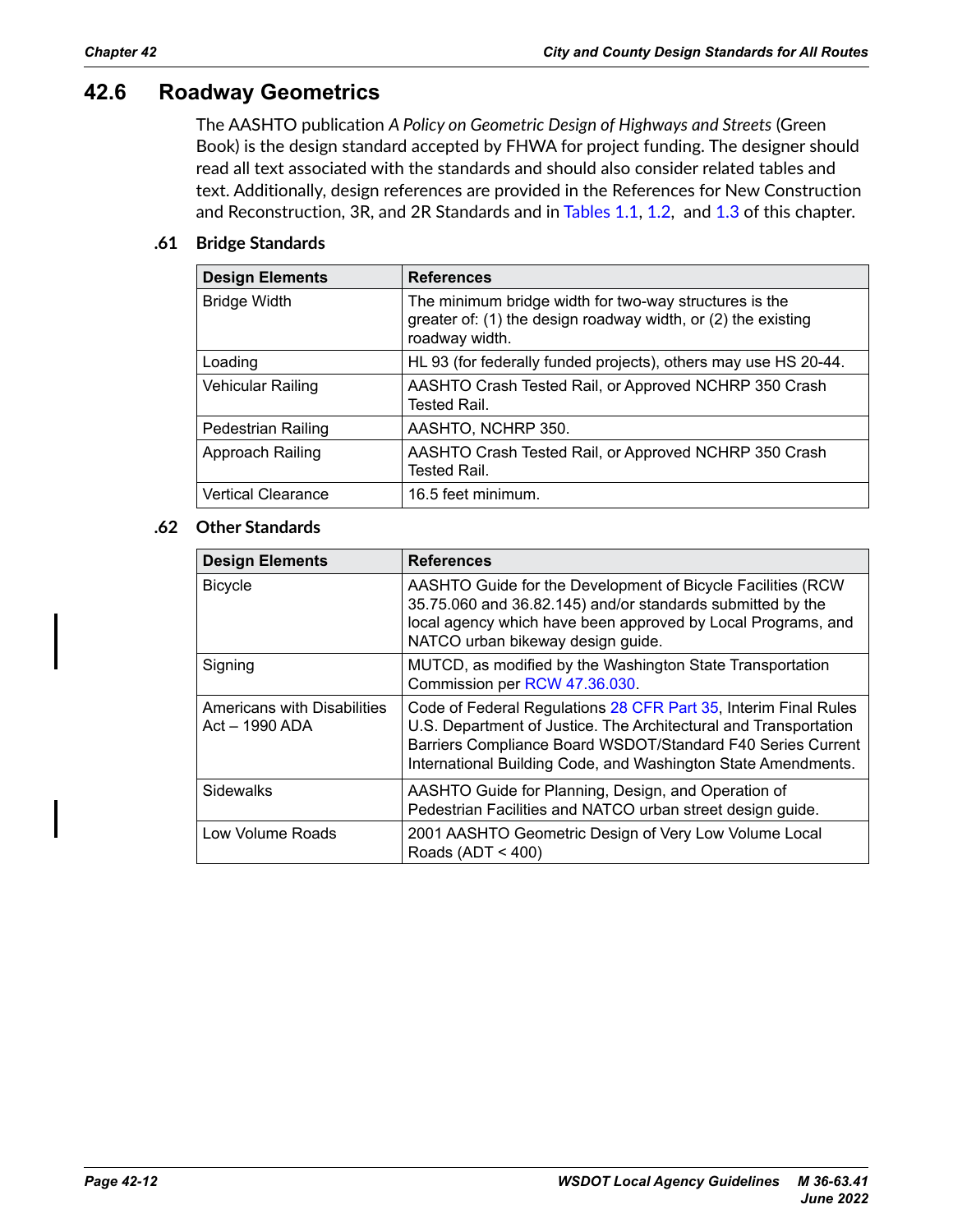## 42.6 Roadway Geometrics

The AASHTO publication *A Policy on Geometric Design of Highways and Streets* (Green Book) is the design standard accepted by FHWA for project funding. The designer should read all text associated with the standards and should also consider related tables and text. Additionally, design references are provided in the References for New Construction and Reconstruction, 3R, and 2R Standards and in Tables 1.1, 1.2, and 1.3 of this chapter.

### .61 Bridge Standards

| Design Elements | References |
|---|---|
| Bridge Width | The minimum bridge width for two-way structures is the greater of: (1) the design roadway width, or (2) the existing roadway width. |
| Loading | HL 93 (for federally funded projects), others may use HS 20-44. |
| Vehicular Railing | AASHTO Crash Tested Rail, or Approved NCHRP 350 Crash Tested Rail. |
| Pedestrian Railing | AASHTO, NCHRP 350. |
| Approach Railing | AASHTO Crash Tested Rail, or Approved NCHRP 350 Crash Tested Rail. |
| Vertical Clearance | 16.5 feet minimum. |

### .62 Other Standards

| Design Elements | References |
|---|---|
| Bicycle | AASHTO Guide for the Development of Bicycle Facilities (RCW 35.75.060 and 36.82.145) and/or standards submitted by the local agency which have been approved by Local Programs, and NATCO urban bikeway design guide. |
| Signing | MUTCD, as modified by the Washington State Transportation Commission per RCW 47.36.030. |
| Americans with Disabilities Act – 1990 ADA | Code of Federal Regulations 28 CFR Part 35, Interim Final Rules U.S. Department of Justice. The Architectural and Transportation Barriers Compliance Board WSDOT/Standard F40 Series Current International Building Code, and Washington State Amendments. |
| Sidewalks | AASHTO Guide for Planning, Design, and Operation of Pedestrian Facilities and NATCO urban street design guide. |
| Low Volume Roads | 2001 AASHTO Geometric Design of Very Low Volume Local Roads (ADT < 400) |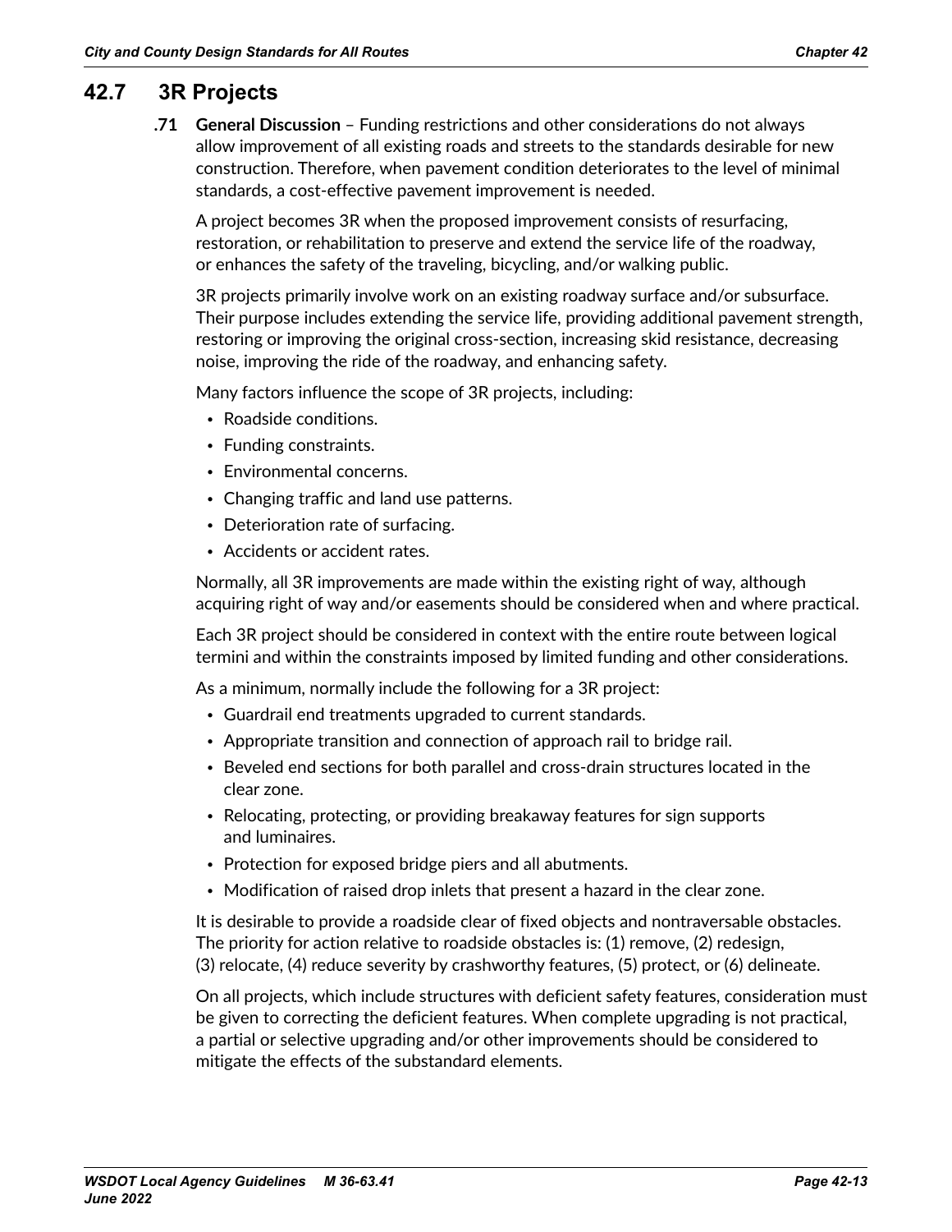## 42.7 3R Projects

**.71 General Discussion** – Funding restrictions and other considerations do not always allow improvement of all existing roads and streets to the standards desirable for new construction. Therefore, when pavement condition deteriorates to the level of minimal standards, a cost-effective pavement improvement is needed.

A project becomes 3R when the proposed improvement consists of resurfacing, restoration, or rehabilitation to preserve and extend the service life of the roadway, or enhances the safety of the traveling, bicycling, and/or walking public.

3R projects primarily involve work on an existing roadway surface and/or subsurface. Their purpose includes extending the service life, providing additional pavement strength, restoring or improving the original cross-section, increasing skid resistance, decreasing noise, improving the ride of the roadway, and enhancing safety.

Many factors influence the scope of 3R projects, including:

- Roadside conditions.
- Funding constraints.
- Environmental concerns.
- Changing traffic and land use patterns.
- Deterioration rate of surfacing.
- Accidents or accident rates.

Normally, all 3R improvements are made within the existing right of way, although acquiring right of way and/or easements should be considered when and where practical.

Each 3R project should be considered in context with the entire route between logical termini and within the constraints imposed by limited funding and other considerations.

As a minimum, normally include the following for a 3R project:

- Guardrail end treatments upgraded to current standards.
- Appropriate transition and connection of approach rail to bridge rail.
- Beveled end sections for both parallel and cross-drain structures located in the clear zone.
- Relocating, protecting, or providing breakaway features for sign supports and luminaires.
- Protection for exposed bridge piers and all abutments.
- Modification of raised drop inlets that present a hazard in the clear zone.

It is desirable to provide a roadside clear of fixed objects and nontraversable obstacles. The priority for action relative to roadside obstacles is: (1) remove, (2) redesign, (3) relocate, (4) reduce severity by crashworthy features, (5) protect, or (6) delineate.

On all projects, which include structures with deficient safety features, consideration must be given to correcting the deficient features. When complete upgrading is not practical, a partial or selective upgrading and/or other improvements should be considered to mitigate the effects of the substandard elements.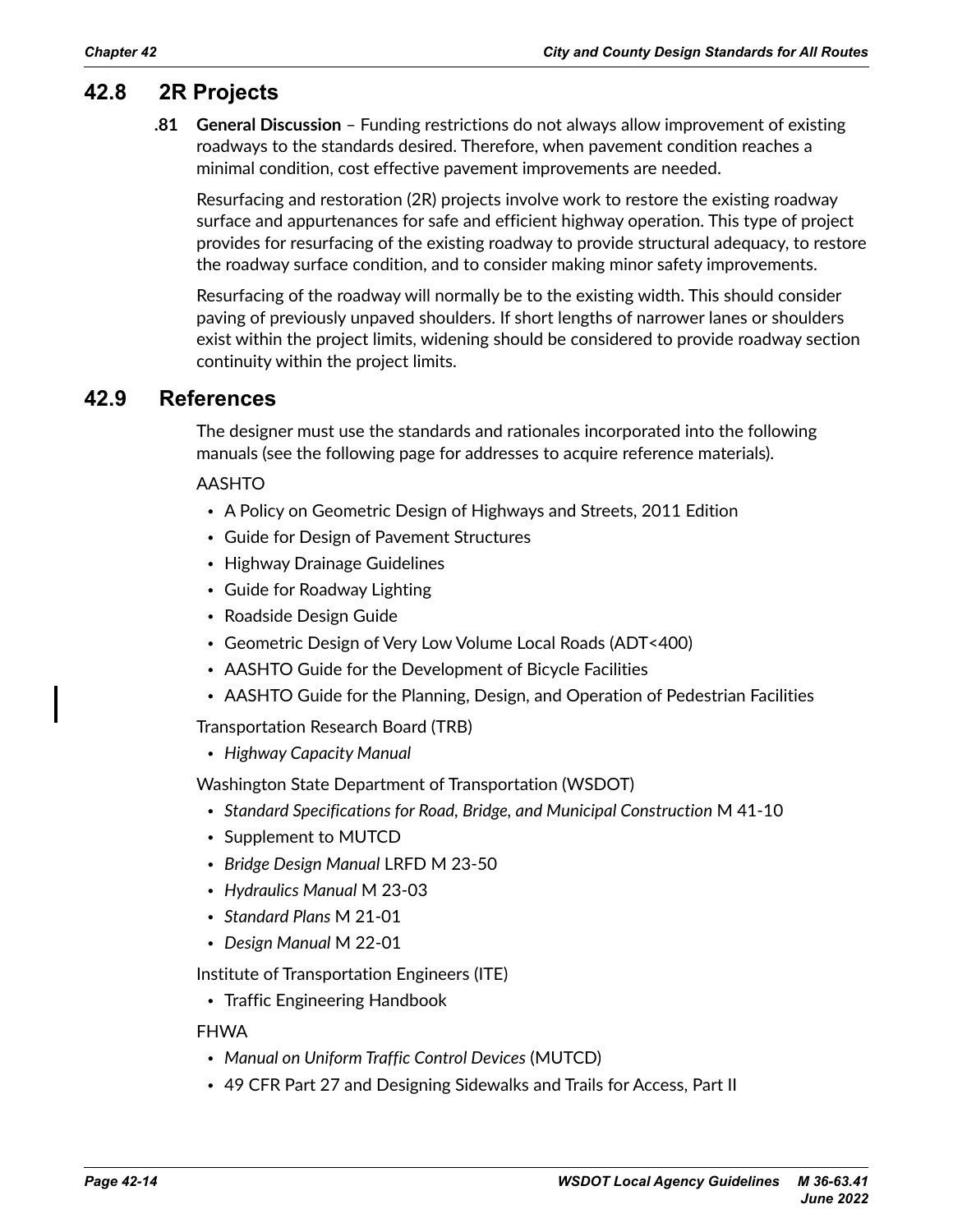## 42.8 2R Projects

**.81 General Discussion** – Funding restrictions do not always allow improvement of existing roadways to the standards desired. Therefore, when pavement condition reaches a minimal condition, cost effective pavement improvements are needed.

Resurfacing and restoration (2R) projects involve work to restore the existing roadway surface and appurtenances for safe and efficient highway operation. This type of project provides for resurfacing of the existing roadway to provide structural adequacy, to restore the roadway surface condition, and to consider making minor safety improvements.

Resurfacing of the roadway will normally be to the existing width. This should consider paving of previously unpaved shoulders. If short lengths of narrower lanes or shoulders exist within the project limits, widening should be considered to provide roadway section continuity within the project limits.

## 42.9 References

The designer must use the standards and rationales incorporated into the following manuals (see the following page for addresses to acquire reference materials).

AASHTO

- A Policy on Geometric Design of Highways and Streets, 2011 Edition
- Guide for Design of Pavement Structures
- Highway Drainage Guidelines
- Guide for Roadway Lighting
- Roadside Design Guide
- Geometric Design of Very Low Volume Local Roads (ADT<400)
- AASHTO Guide for the Development of Bicycle Facilities
- AASHTO Guide for the Planning, Design, and Operation of Pedestrian Facilities

Transportation Research Board (TRB)

- *Highway Capacity Manual*

Washington State Department of Transportation (WSDOT)

- *Standard Specifications for Road, Bridge, and Municipal Construction* M 41-10
- Supplement to MUTCD
- *Bridge Design Manual* LRFD M 23-50
- *Hydraulics Manual* M 23-03
- *Standard Plans* M 21-01
- *Design Manual* M 22-01

Institute of Transportation Engineers (ITE)

- Traffic Engineering Handbook

FHWA

- *Manual on Uniform Traffic Control Devices* (MUTCD)
- 49 CFR Part 27 and Designing Sidewalks and Trails for Access, Part II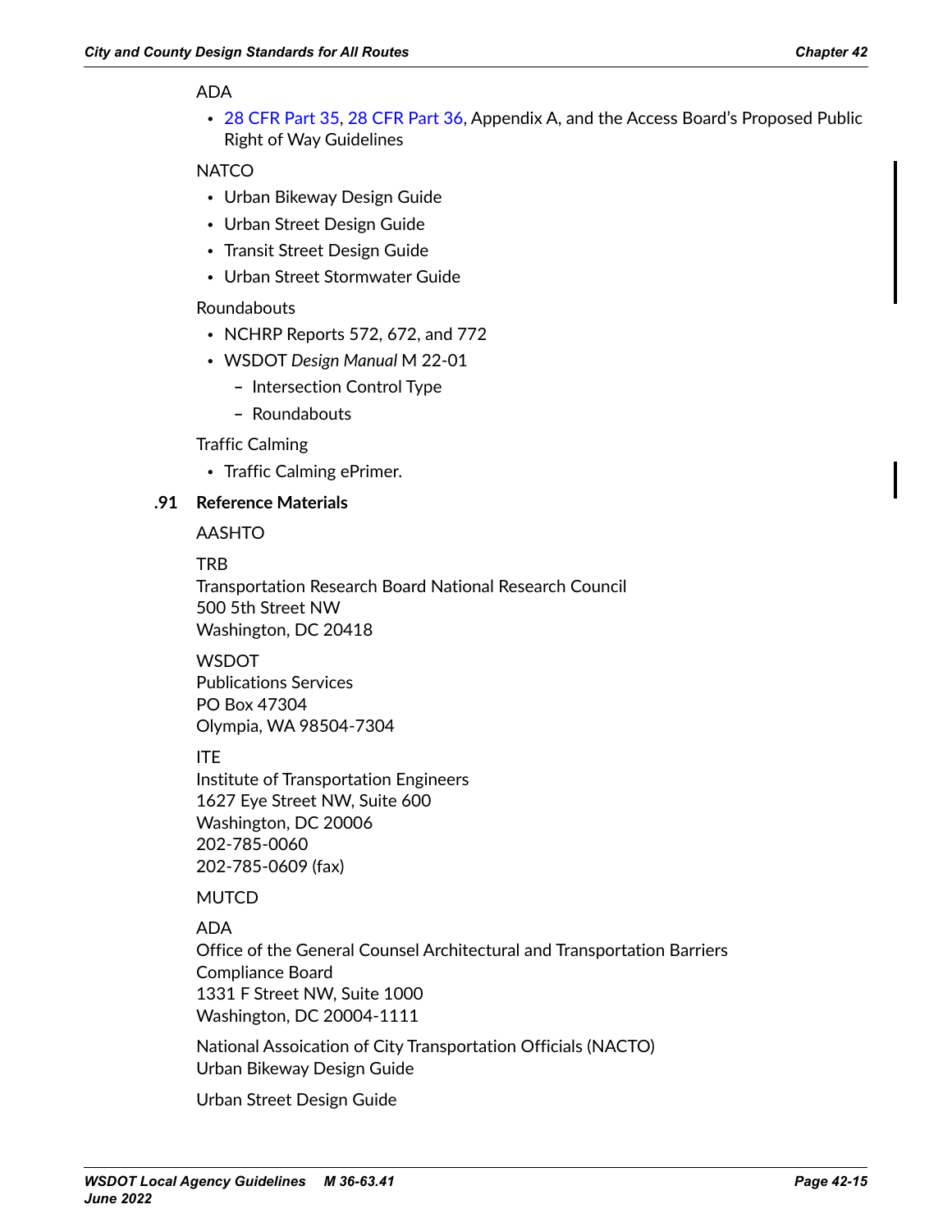ADA

- 28 CFR Part 35, 28 CFR Part 36, Appendix A, and the Access Board's Proposed Public Right of Way Guidelines

NATCO

- Urban Bikeway Design Guide
- Urban Street Design Guide
- Transit Street Design Guide
- Urban Street Stormwater Guide

Roundabouts

- NCHRP Reports 572, 672, and 772
- WSDOT *Design Manual* M 22-01
  - Intersection Control Type
  - Roundabouts

Traffic Calming

- Traffic Calming ePrimer.

### .91 Reference Materials

AASHTO

TRB
Transportation Research Board National Research Council
500 5th Street NW
Washington, DC 20418

WSDOT
Publications Services
PO Box 47304
Olympia, WA 98504-7304

ITE
Institute of Transportation Engineers
1627 Eye Street NW, Suite 600
Washington, DC 20006
202-785-0060
202-785-0609 (fax)

MUTCD

ADA
Office of the General Counsel Architectural and Transportation Barriers Compliance Board
1331 F Street NW, Suite 1000
Washington, DC 20004-1111

National Assoication of City Transportation Officials (NACTO)
Urban Bikeway Design Guide

Urban Street Design Guide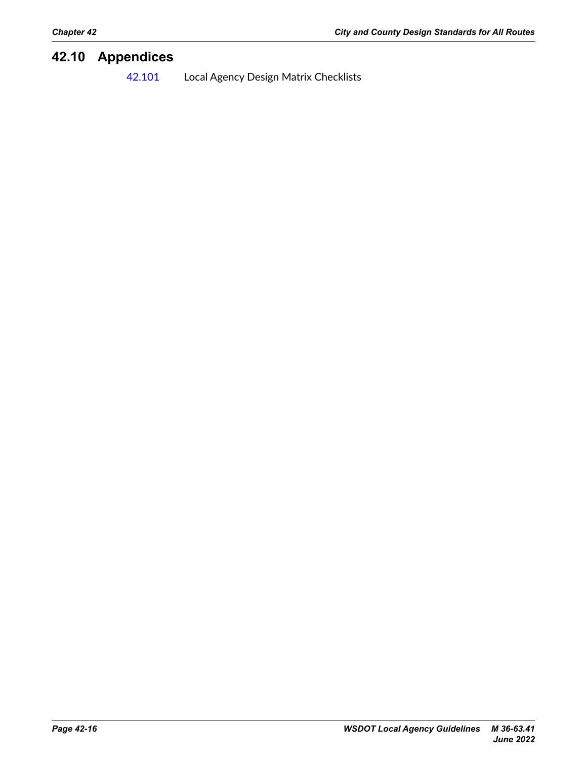## 42.10 Appendices

42.101 Local Agency Design Matrix Checklists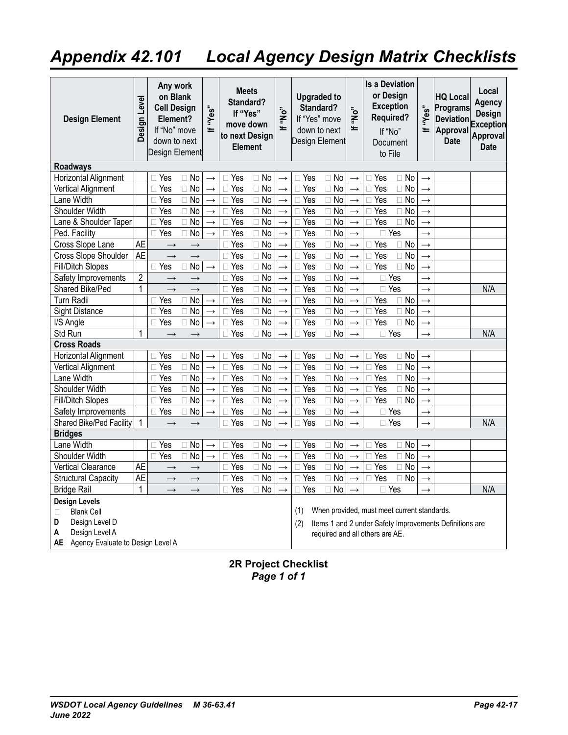# Appendix 42.101 Local Agency Design Matrix Checklists

| Design Element | Design Level | Any work on Blank Cell Design Element? If "No" move down to next Design Element | If "Yes" | Meets Standard? If "Yes" move down to next Design Element | If "No" | Upgraded to Standard? If "Yes" move down to next Design Element | If "No" | Is a Deviation or Design Exception Required? If "No" Document to File | If "Yes" | HQ Local Programs Deviation Approval Date | Local Agency Design Exception Approval Date |
|---|---|---|---|---|---|---|---|---|---|---|---|
| **Roadways** | | | | | | | | | | | |
| Horizontal Alignment | | □ Yes □ No | → | □ Yes □ No | → | □ Yes □ No | → | □ Yes □ No | → | | |
| Vertical Alignment | | □ Yes □ No | → | □ Yes □ No | → | □ Yes □ No | → | □ Yes □ No | → | | |
| Lane Width | | □ Yes □ No | → | □ Yes □ No | → | □ Yes □ No | → | □ Yes □ No | → | | |
| Shoulder Width | | □ Yes □ No | → | □ Yes □ No | → | □ Yes □ No | → | □ Yes □ No | → | | |
| Lane & Shoulder Taper | | □ Yes □ No | → | □ Yes □ No | → | □ Yes □ No | → | □ Yes □ No | → | | |
| Ped. Facility | | □ Yes □ No | → | □ Yes □ No | → | □ Yes □ No | → | □ Yes | → | | |
| Cross Slope Lane | AE | → → | | □ Yes □ No | → | □ Yes □ No | → | □ Yes □ No | → | | |
| Cross Slope Shoulder | AE | → → | | □ Yes □ No | → | □ Yes □ No | → | □ Yes □ No | → | | |
| Fill/Ditch Slopes | | □ Yes □ No | → | □ Yes □ No | → | □ Yes □ No | → | □ Yes □ No | → | | |
| Safety Improvements | 2 | → → | | □ Yes □ No | → | □ Yes □ No | → | □ Yes | → | | |
| Shared Bike/Ped | 1 | → → | | □ Yes □ No | → | □ Yes □ No | → | □ Yes | → | | N/A |
| Turn Radii | | □ Yes □ No | → | □ Yes □ No | → | □ Yes □ No | → | □ Yes □ No | → | | |
| Sight Distance | | □ Yes □ No | → | □ Yes □ No | → | □ Yes □ No | → | □ Yes □ No | → | | |
| I/S Angle | | □ Yes □ No | → | □ Yes □ No | → | □ Yes □ No | → | □ Yes □ No | → | | |
| Std Run | 1 | → → | | □ Yes □ No | → | □ Yes □ No | → | □ Yes | → | | N/A |
| **Cross Roads** | | | | | | | | | | | |
| Horizontal Alignment | | □ Yes □ No | → | □ Yes □ No | → | □ Yes □ No | → | □ Yes □ No | → | | |
| Vertical Alignment | | □ Yes □ No | → | □ Yes □ No | → | □ Yes □ No | → | □ Yes □ No | → | | |
| Lane Width | | □ Yes □ No | → | □ Yes □ No | → | □ Yes □ No | → | □ Yes □ No | → | | |
| Shoulder Width | | □ Yes □ No | → | □ Yes □ No | → | □ Yes □ No | → | □ Yes □ No | → | | |
| Fill/Ditch Slopes | | □ Yes □ No | → | □ Yes □ No | → | □ Yes □ No | → | □ Yes □ No | → | | |
| Safety Improvements | | □ Yes □ No | → | □ Yes □ No | → | □ Yes □ No | → | □ Yes | → | | |
| Shared Bike/Ped Facility | 1 | → → | | □ Yes □ No | → | □ Yes □ No | → | □ Yes | → | | N/A |
| **Bridges** | | | | | | | | | | | |
| Lane Width | | □ Yes □ No | → | □ Yes □ No | → | □ Yes □ No | → | □ Yes □ No | → | | |
| Shoulder Width | | □ Yes □ No | → | □ Yes □ No | → | □ Yes □ No | → | □ Yes □ No | → | | |
| Vertical Clearance | AE | → → | | □ Yes □ No | → | □ Yes □ No | → | □ Yes □ No | → | | |
| Structural Capacity | AE | → → | | □ Yes □ No | → | □ Yes □ No | → | □ Yes □ No | → | | |
| Bridge Rail | 1 | → → | | □ Yes □ No | → | □ Yes □ No | → | □ Yes | → | | N/A |

**Design Levels**
- □ Blank Cell
- **D** Design Level D
- **A** Design Level A
- **AE** Agency Evaluate to Design Level A

(1) When provided, must meet current standards.

(2) Items 1 and 2 under Safety Improvements Definitions are required and all others are AE.

**2R Project Checklist**
***Page 1 of 1***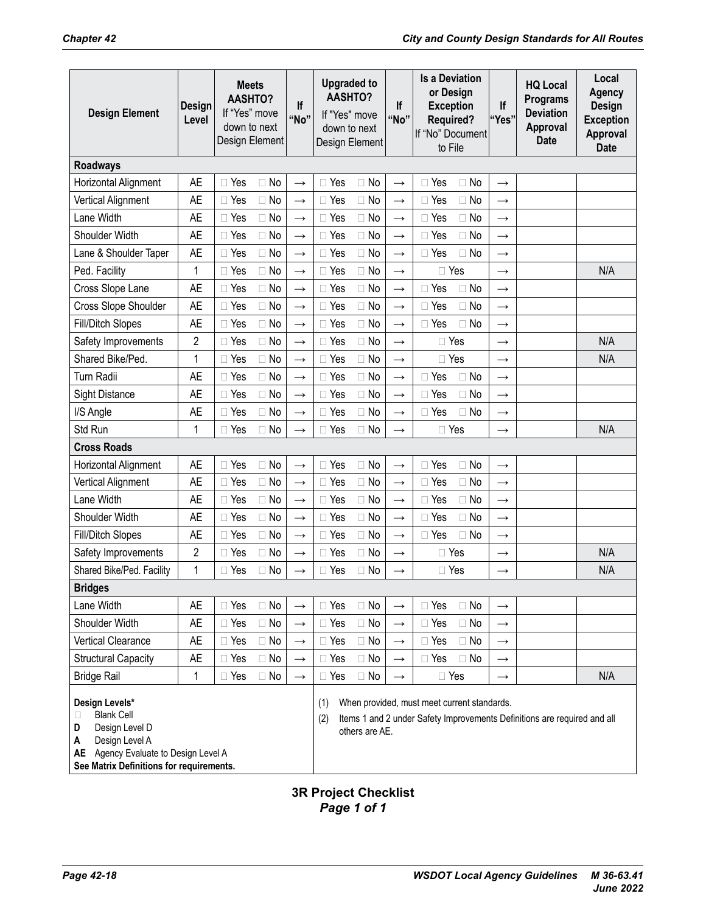| Design Element | Design Level | Meets AASHTO? If "Yes" move down to next Design Element | If "No" | Upgraded to AASHTO? If "Yes" move down to next Design Element | If "No" | Is a Deviation or Design Exception Required? If "No" Document to File | If "Yes" | HQ Local Programs Deviation Approval Date | Local Agency Design Exception Approval Date |
|---|---|---|---|---|---|---|---|---|---|
| **Roadways** | | | | | | | | | |
| Horizontal Alignment | AE | □ Yes □ No | → | □ Yes □ No | → | □ Yes □ No | → | | |
| Vertical Alignment | AE | □ Yes □ No | → | □ Yes □ No | → | □ Yes □ No | → | | |
| Lane Width | AE | □ Yes □ No | → | □ Yes □ No | → | □ Yes □ No | → | | |
| Shoulder Width | AE | □ Yes □ No | → | □ Yes □ No | → | □ Yes □ No | → | | |
| Lane & Shoulder Taper | AE | □ Yes □ No | → | □ Yes □ No | → | □ Yes □ No | → | | |
| Ped. Facility | 1 | □ Yes □ No | → | □ Yes □ No | → | □ Yes | → | | N/A |
| Cross Slope Lane | AE | □ Yes □ No | → | □ Yes □ No | → | □ Yes □ No | → | | |
| Cross Slope Shoulder | AE | □ Yes □ No | → | □ Yes □ No | → | □ Yes □ No | → | | |
| Fill/Ditch Slopes | AE | □ Yes □ No | → | □ Yes □ No | → | □ Yes □ No | → | | |
| Safety Improvements | 2 | □ Yes □ No | → | □ Yes □ No | → | □ Yes | → | | N/A |
| Shared Bike/Ped. | 1 | □ Yes □ No | → | □ Yes □ No | → | □ Yes | → | | N/A |
| Turn Radii | AE | □ Yes □ No | → | □ Yes □ No | → | □ Yes □ No | → | | |
| Sight Distance | AE | □ Yes □ No | → | □ Yes □ No | → | □ Yes □ No | → | | |
| I/S Angle | AE | □ Yes □ No | → | □ Yes □ No | → | □ Yes □ No | → | | |
| Std Run | 1 | □ Yes □ No | → | □ Yes □ No | → | □ Yes | → | | N/A |
| **Cross Roads** | | | | | | | | | |
| Horizontal Alignment | AE | □ Yes □ No | → | □ Yes □ No | → | □ Yes □ No | → | | |
| Vertical Alignment | AE | □ Yes □ No | → | □ Yes □ No | → | □ Yes □ No | → | | |
| Lane Width | AE | □ Yes □ No | → | □ Yes □ No | → | □ Yes □ No | → | | |
| Shoulder Width | AE | □ Yes □ No | → | □ Yes □ No | → | □ Yes □ No | → | | |
| Fill/Ditch Slopes | AE | □ Yes □ No | → | □ Yes □ No | → | □ Yes □ No | → | | |
| Safety Improvements | 2 | □ Yes □ No | → | □ Yes □ No | → | □ Yes | → | | N/A |
| Shared Bike/Ped. Facility | 1 | □ Yes □ No | → | □ Yes □ No | → | □ Yes | → | | N/A |
| **Bridges** | | | | | | | | | |
| Lane Width | AE | □ Yes □ No | → | □ Yes □ No | → | □ Yes □ No | → | | |
| Shoulder Width | AE | □ Yes □ No | → | □ Yes □ No | → | □ Yes □ No | → | | |
| Vertical Clearance | AE | □ Yes □ No | → | □ Yes □ No | → | □ Yes □ No | → | | |
| Structural Capacity | AE | □ Yes □ No | → | □ Yes □ No | → | □ Yes □ No | → | | |
| Bridge Rail | 1 | □ Yes □ No | → | □ Yes □ No | → | □ Yes | → | | N/A |

**Design Levels***
- □ Blank Cell
- **D** Design Level D
- **A** Design Level A
- **AE** Agency Evaluate to Design Level A

**See Matrix Definitions for requirements.**

(1) When provided, must meet current standards.

(2) Items 1 and 2 under Safety Improvements Definitions are required and all others are AE.

**3R Project Checklist**
***Page 1 of 1***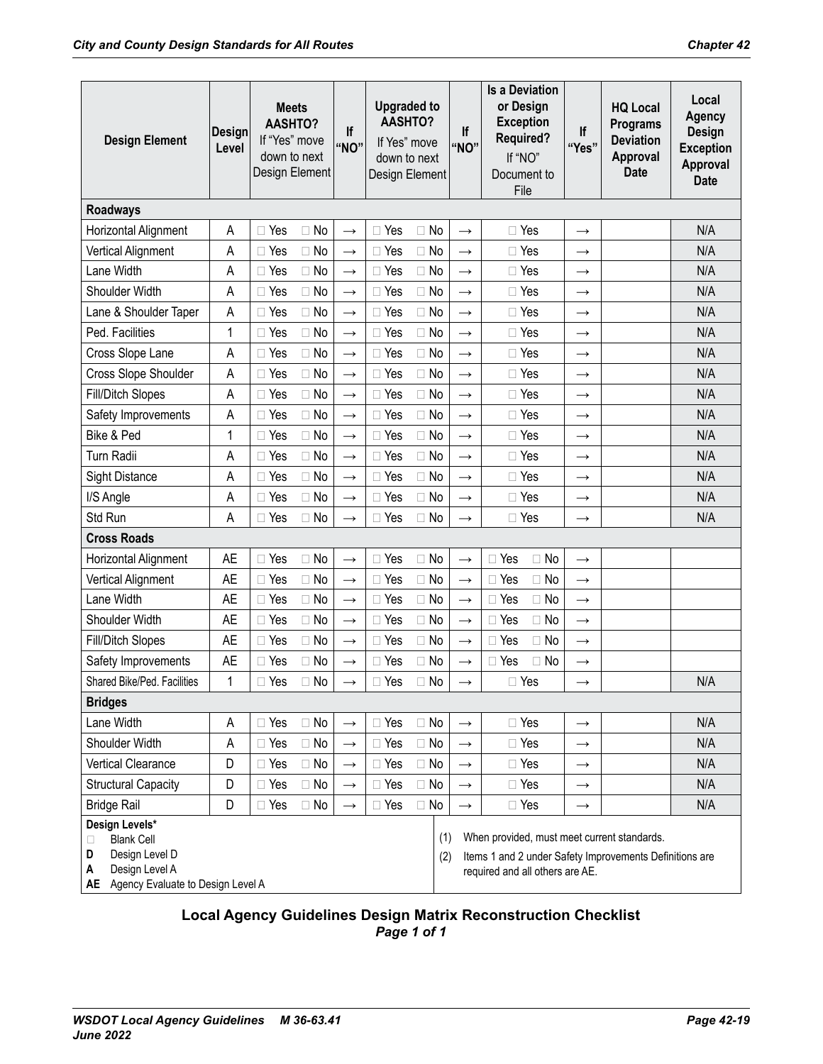| Design Element | Design Level | Meets AASHTO? If "Yes" move down to next Design Element | If "NO" | Upgraded to AASHTO? If Yes" move down to next Design Element | If "NO" | Is a Deviation or Design Exception Required? If "NO" Document to File | If "Yes" | HQ Local Programs Deviation Approval Date | Local Agency Design Exception Approval Date |
|---|---|---|---|---|---|---|---|---|---|
| **Roadways** | | | | | | | | | |
| Horizontal Alignment | A | □ Yes □ No | → | □ Yes □ No | → | □ Yes | → | | N/A |
| Vertical Alignment | A | □ Yes □ No | → | □ Yes □ No | → | □ Yes | → | | N/A |
| Lane Width | A | □ Yes □ No | → | □ Yes □ No | → | □ Yes | → | | N/A |
| Shoulder Width | A | □ Yes □ No | → | □ Yes □ No | → | □ Yes | → | | N/A |
| Lane & Shoulder Taper | A | □ Yes □ No | → | □ Yes □ No | → | □ Yes | → | | N/A |
| Ped. Facilities | 1 | □ Yes □ No | → | □ Yes □ No | → | □ Yes | → | | N/A |
| Cross Slope Lane | A | □ Yes □ No | → | □ Yes □ No | → | □ Yes | → | | N/A |
| Cross Slope Shoulder | A | □ Yes □ No | → | □ Yes □ No | → | □ Yes | → | | N/A |
| Fill/Ditch Slopes | A | □ Yes □ No | → | □ Yes □ No | → | □ Yes | → | | N/A |
| Safety Improvements | A | □ Yes □ No | → | □ Yes □ No | → | □ Yes | → | | N/A |
| Bike & Ped | 1 | □ Yes □ No | → | □ Yes □ No | → | □ Yes | → | | N/A |
| Turn Radii | A | □ Yes □ No | → | □ Yes □ No | → | □ Yes | → | | N/A |
| Sight Distance | A | □ Yes □ No | → | □ Yes □ No | → | □ Yes | → | | N/A |
| I/S Angle | A | □ Yes □ No | → | □ Yes □ No | → | □ Yes | → | | N/A |
| Std Run | A | □ Yes □ No | → | □ Yes □ No | → | □ Yes | → | | N/A |
| **Cross Roads** | | | | | | | | | |
| Horizontal Alignment | AE | □ Yes □ No | → | □ Yes □ No | → | □ Yes □ No | → | | |
| Vertical Alignment | AE | □ Yes □ No | → | □ Yes □ No | → | □ Yes □ No | → | | |
| Lane Width | AE | □ Yes □ No | → | □ Yes □ No | → | □ Yes □ No | → | | |
| Shoulder Width | AE | □ Yes □ No | → | □ Yes □ No | → | □ Yes □ No | → | | |
| Fill/Ditch Slopes | AE | □ Yes □ No | → | □ Yes □ No | → | □ Yes □ No | → | | |
| Safety Improvements | AE | □ Yes □ No | → | □ Yes □ No | → | □ Yes □ No | → | | |
| Shared Bike/Ped. Facilities | 1 | □ Yes □ No | → | □ Yes □ No | → | □ Yes | → | | N/A |
| **Bridges** | | | | | | | | | |
| Lane Width | A | □ Yes □ No | → | □ Yes □ No | → | □ Yes | → | | N/A |
| Shoulder Width | A | □ Yes □ No | → | □ Yes □ No | → | □ Yes | → | | N/A |
| Vertical Clearance | D | □ Yes □ No | → | □ Yes □ No | → | □ Yes | → | | N/A |
| Structural Capacity | D | □ Yes □ No | → | □ Yes □ No | → | □ Yes | → | | N/A |
| Bridge Rail | D | □ Yes □ No | → | □ Yes □ No | → | □ Yes | → | | N/A |

**Design Levels***
- □ Blank Cell
- **D** Design Level D
- **A** Design Level A
- **AE** Agency Evaluate to Design Level A

(1) When provided, must meet current standards.
(2) Items 1 and 2 under Safety Improvements Definitions are required and all others are AE.

**Local Agency Guidelines Design Matrix Reconstruction Checklist**
***Page 1 of 1***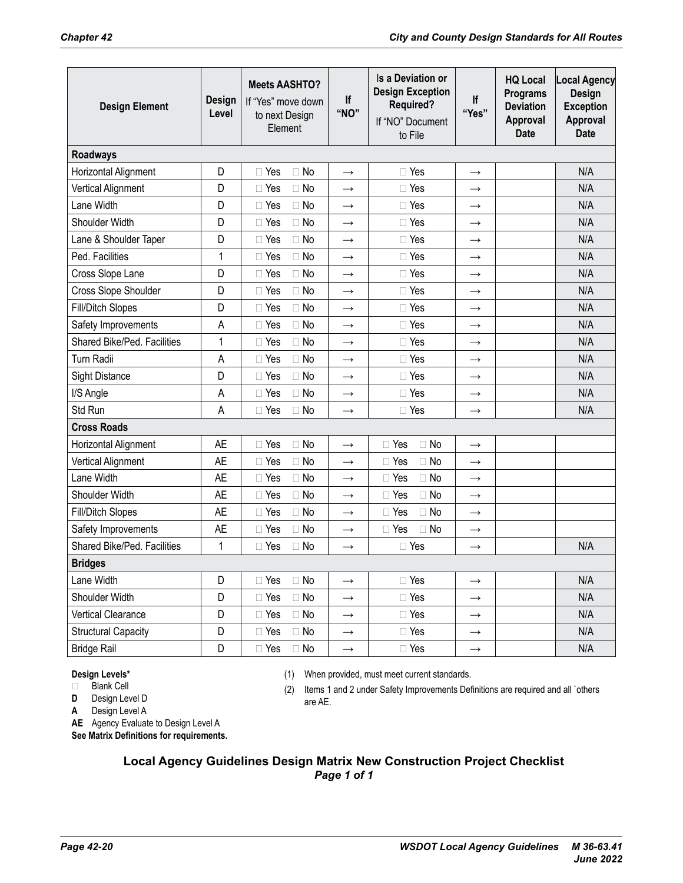| Design Element | Design Level | Meets AASHTO? If "Yes" move down to next Design Element | If "NO" | Is a Deviation or Design Exception Required? If "NO" Document to File | If "Yes" | HQ Local Programs Deviation Approval Date | Local Agency Design Exception Approval Date |
|---|---|---|---|---|---|---|---|
| **Roadways** | | | | | | | |
| Horizontal Alignment | D | □ Yes □ No | → | □ Yes | → | | N/A |
| Vertical Alignment | D | □ Yes □ No | → | □ Yes | → | | N/A |
| Lane Width | D | □ Yes □ No | → | □ Yes | → | | N/A |
| Shoulder Width | D | □ Yes □ No | → | □ Yes | → | | N/A |
| Lane & Shoulder Taper | D | □ Yes □ No | → | □ Yes | → | | N/A |
| Ped. Facilities | 1 | □ Yes □ No | → | □ Yes | → | | N/A |
| Cross Slope Lane | D | □ Yes □ No | → | □ Yes | → | | N/A |
| Cross Slope Shoulder | D | □ Yes □ No | → | □ Yes | → | | N/A |
| Fill/Ditch Slopes | D | □ Yes □ No | → | □ Yes | → | | N/A |
| Safety Improvements | A | □ Yes □ No | → | □ Yes | → | | N/A |
| Shared Bike/Ped. Facilities | 1 | □ Yes □ No | → | □ Yes | → | | N/A |
| Turn Radii | A | □ Yes □ No | → | □ Yes | → | | N/A |
| Sight Distance | D | □ Yes □ No | → | □ Yes | → | | N/A |
| I/S Angle | A | □ Yes □ No | → | □ Yes | → | | N/A |
| Std Run | A | □ Yes □ No | → | □ Yes | → | | N/A |
| **Cross Roads** | | | | | | | |
| Horizontal Alignment | AE | □ Yes □ No | → | □ Yes □ No | → | | |
| Vertical Alignment | AE | □ Yes □ No | → | □ Yes □ No | → | | |
| Lane Width | AE | □ Yes □ No | → | □ Yes □ No | → | | |
| Shoulder Width | AE | □ Yes □ No | → | □ Yes □ No | → | | |
| Fill/Ditch Slopes | AE | □ Yes □ No | → | □ Yes □ No | → | | |
| Safety Improvements | AE | □ Yes □ No | → | □ Yes □ No | → | | |
| Shared Bike/Ped. Facilities | 1 | □ Yes □ No | → | □ Yes | → | | N/A |
| **Bridges** | | | | | | | |
| Lane Width | D | □ Yes □ No | → | □ Yes | → | | N/A |
| Shoulder Width | D | □ Yes □ No | → | □ Yes | → | | N/A |
| Vertical Clearance | D | □ Yes □ No | → | □ Yes | → | | N/A |
| Structural Capacity | D | □ Yes □ No | → | □ Yes | → | | N/A |
| Bridge Rail | D | □ Yes □ No | → | □ Yes | → | | N/A |

**Design Levels***

□ Blank Cell
**D** Design Level D
**A** Design Level A
**AE** Agency Evaluate to Design Level A
**See Matrix Definitions for requirements.**

(1) When provided, must meet current standards.

(2) Items 1 and 2 under Safety Improvements Definitions are required and all `others are AE.

**Local Agency Guidelines Design Matrix New Construction Project Checklist**
***Page 1 of 1***